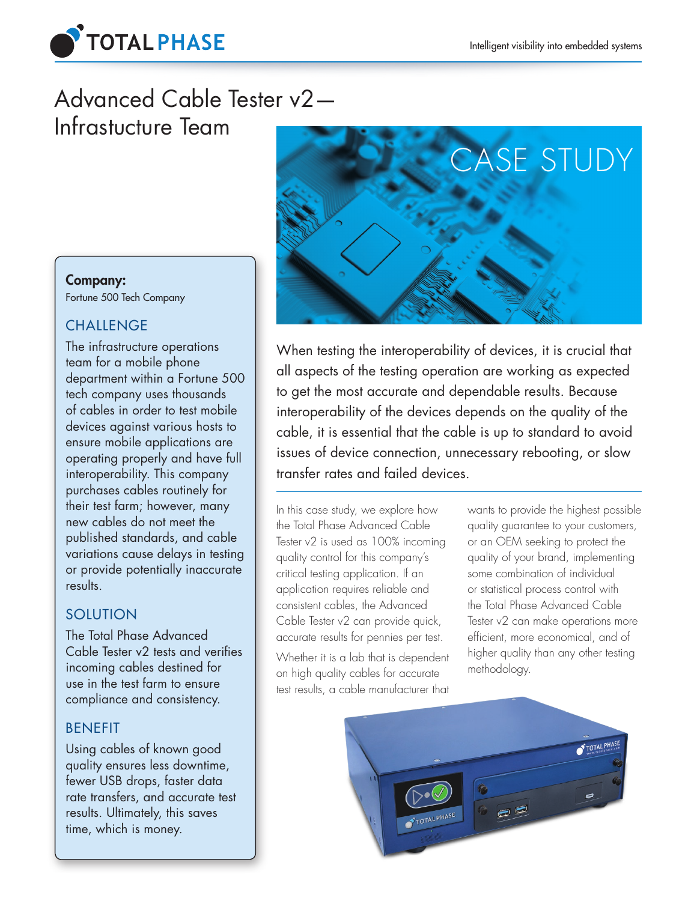# Advanced Cable Tester v2— Infrastucture Team

CASE STUDY

**Company:**
Fortune 500 Tech Company

## CHALLENGE

The infrastructure operations team for a mobile phone department within a Fortune 500 tech company uses thousands of cables in order to test mobile devices against various hosts to ensure mobile applications are operating properly and have full interoperability. This company purchases cables routinely for their test farm; however, many new cables do not meet the published standards, and cable variations cause delays in testing or provide potentially inaccurate results.

## SOLUTION

The Total Phase Advanced Cable Tester v2 tests and verifies incoming cables destined for use in the test farm to ensure compliance and consistency.

## BENEFIT

Using cables of known good quality ensures less downtime, fewer USB drops, faster data rate transfers, and accurate test results. Ultimately, this saves time, which is money.

When testing the interoperability of devices, it is crucial that all aspects of the testing operation are working as expected to get the most accurate and dependable results. Because interoperability of the devices depends on the quality of the cable, it is essential that the cable is up to standard to avoid issues of device connection, unnecessary rebooting, or slow transfer rates and failed devices.

In this case study, we explore how the Total Phase Advanced Cable Tester v2 is used as 100% incoming quality control for this company's critical testing application. If an application requires reliable and consistent cables, the Advanced Cable Tester v2 can provide quick, accurate results for pennies per test.

Whether it is a lab that is dependent on high quality cables for accurate test results, a cable manufacturer that wants to provide the highest possible quality guarantee to your customers, or an OEM seeking to protect the quality of your brand, implementing some combination of individual or statistical process control with the Total Phase Advanced Cable Tester v2 can make operations more efficient, more economical, and of higher quality than any other testing methodology.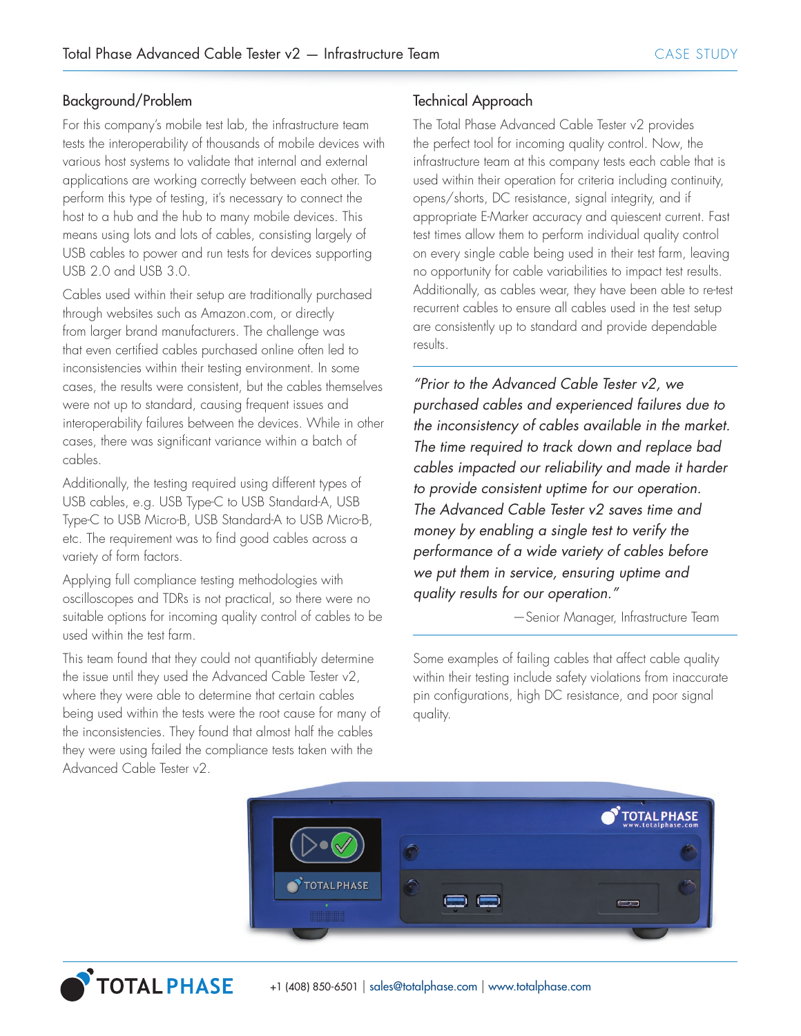## Background/Problem

For this company's mobile test lab, the infrastructure team tests the interoperability of thousands of mobile devices with various host systems to validate that internal and external applications are working correctly between each other. To perform this type of testing, it's necessary to connect the host to a hub and the hub to many mobile devices. This means using lots and lots of cables, consisting largely of USB cables to power and run tests for devices supporting USB 2.0 and USB 3.0.

Cables used within their setup are traditionally purchased through websites such as Amazon.com, or directly from larger brand manufacturers. The challenge was that even certified cables purchased online often led to inconsistencies within their testing environment. In some cases, the results were consistent, but the cables themselves were not up to standard, causing frequent issues and interoperability failures between the devices. While in other cases, there was significant variance within a batch of cables.

Additionally, the testing required using different types of USB cables, e.g. USB Type-C to USB Standard-A, USB Type-C to USB Micro-B, USB Standard-A to USB Micro-B, etc. The requirement was to find good cables across a variety of form factors.

Applying full compliance testing methodologies with oscilloscopes and TDRs is not practical, so there were no suitable options for incoming quality control of cables to be used within the test farm.

This team found that they could not quantifiably determine the issue until they used the Advanced Cable Tester v2, where they were able to determine that certain cables being used within the tests were the root cause for many of the inconsistencies. They found that almost half the cables they were using failed the compliance tests taken with the Advanced Cable Tester v2.

## Technical Approach

The Total Phase Advanced Cable Tester v2 provides the perfect tool for incoming quality control. Now, the infrastructure team at this company tests each cable that is used within their operation for criteria including continuity, opens/shorts, DC resistance, signal integrity, and if appropriate E-Marker accuracy and quiescent current. Fast test times allow them to perform individual quality control on every single cable being used in their test farm, leaving no opportunity for cable variabilities to impact test results. Additionally, as cables wear, they have been able to re-test recurrent cables to ensure all cables used in the test setup are consistently up to standard and provide dependable results.

> *"Prior to the Advanced Cable Tester v2, we purchased cables and experienced failures due to the inconsistency of cables available in the market. The time required to track down and replace bad cables impacted our reliability and made it harder to provide consistent uptime for our operation. The Advanced Cable Tester v2 saves time and money by enabling a single test to verify the performance of a wide variety of cables before we put them in service, ensuring uptime and quality results for our operation."*
>
> —Senior Manager, Infrastructure Team

Some examples of failing cables that affect cable quality within their testing include safety violations from inaccurate pin configurations, high DC resistance, and poor signal quality.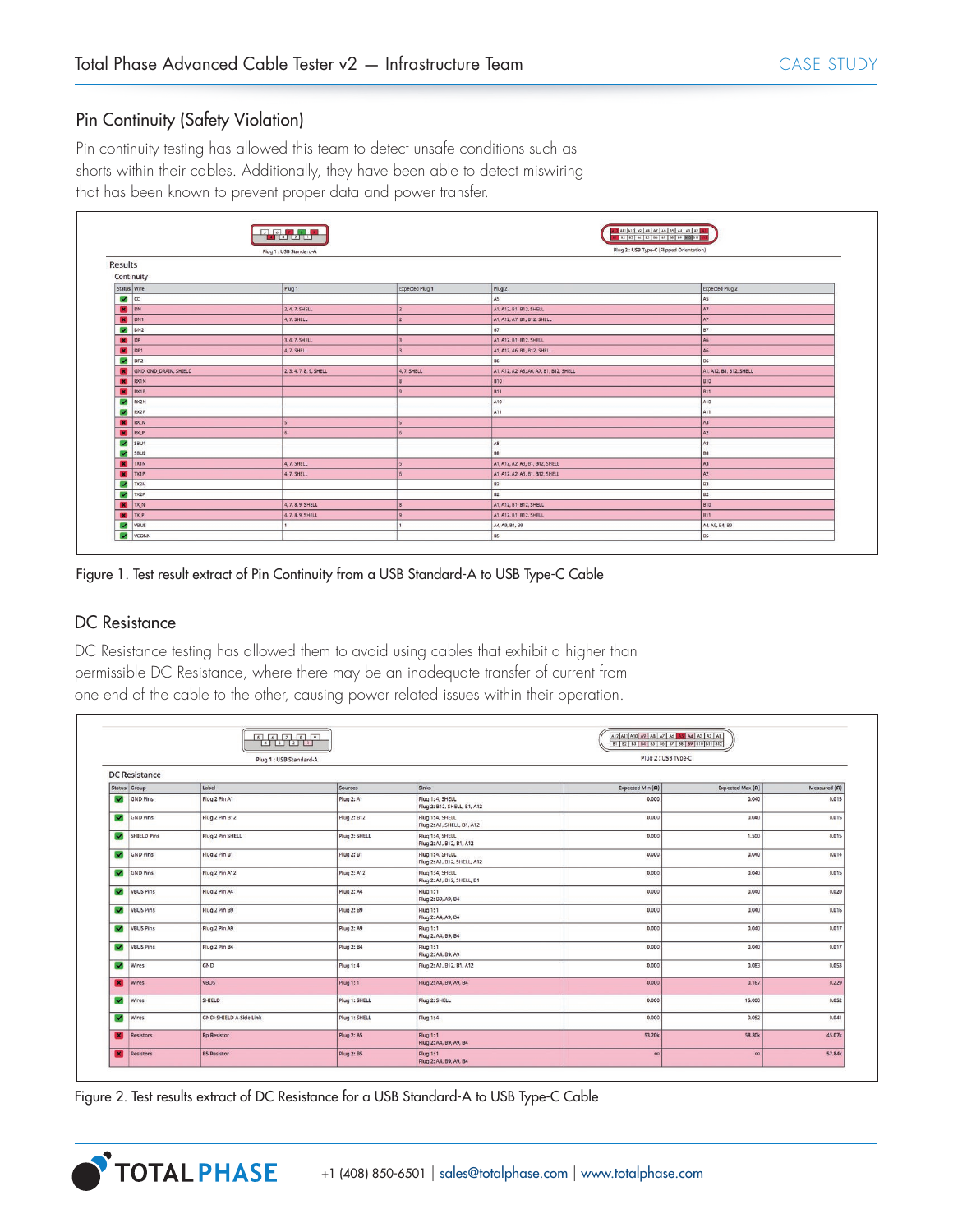## Pin Continuity (Safety Violation)

Pin continuity testing has allowed this team to detect unsafe conditions such as shorts within their cables. Additionally, they have been able to detect miswiring that has been known to prevent proper data and power transfer.

Plug 1 : USB Standard-A | Plug 2 : USB Type-C (Flipped Orientation)

Results

Continuity

| Status | Wire | Plug 1 | Expected Plug 1 | Plug 2 | Expected Plug 2 |
|---|---|---|---|---|---|
| ✔ | CC | | | A5 | A5 |
| ✘ | DN | 2, 4, 7, SHELL | 2 | A1, A12, B1, B12, SHELL | A7 |
| ✘ | DN1 | 4, 7, SHELL | 2 | A1, A12, A7, B1, B12, SHELL | A7 |
| ✔ | DN2 | | | B7 | B7 |
| ✘ | DP | 3, 4, 7, SHELL | 3 | A1, A12, B1, B12, SHELL | A6 |
| ✘ | DP1 | 4, 7, SHELL | 3 | A1, A12, A6, B1, B12, SHELL | A6 |
| ✔ | DP2 | | | B6 | B6 |
| ✘ | GND, GND_DRAIN, SHIELD | 2, 3, 4, 7, 8, 9, SHELL | 4, 7, SHELL | A1, A12, A2, A3, A6, A7, B1, B12, SHELL | A1, A12, B1, B12, SHELL |
| ✘ | RX1N | | 8 | B10 | B10 |
| ✘ | RX1P | | 9 | B11 | B11 |
| ✔ | RX2N | | | A10 | A10 |
| ✔ | RX2P | | | A11 | A11 |
| ✘ | RX_N | 5 | 5 | | A3 |
| ✘ | RX_P | 6 | 6 | | A2 |
| ✔ | SBU1 | | | A8 | A8 |
| ✔ | SBU2 | | | B8 | B8 |
| ✘ | TX1N | 4, 7, SHELL | 5 | A1, A12, A2, A3, B1, B12, SHELL | A3 |
| ✘ | TX1P | 4, 7, SHELL | 6 | A1, A12, A2, A3, B1, B12, SHELL | A2 |
| ✔ | TX2N | | | B3 | B3 |
| ✔ | TX2P | | | B2 | B2 |
| ✘ | TX_N | 4, 7, 8, 9, SHELL | 8 | A1, A12, B1, B12, SHELL | B10 |
| ✘ | TX_P | 4, 7, 8, 9, SHELL | 9 | A1, A12, B1, B12, SHELL | B11 |
| ✔ | VBUS | 1 | 1 | A4, A9, B4, B9 | A4, A9, B4, B9 |
| ✔ | VCONN | | | B5 | B5 |

Figure 1. Test result extract of Pin Continuity from a USB Standard-A to USB Type-C Cable

## DC Resistance

DC Resistance testing has allowed them to avoid using cables that exhibit a higher than permissible DC Resistance, where there may be an inadequate transfer of current from one end of the cable to the other, causing power related issues within their operation.

Plug 1 : USB Standard-A | Plug 2 : USB Type-C

DC Resistance

| Status | Group | Label | Sources | Sinks | Expected Min (Ω) | Expected Max (Ω) | Measured (Ω) |
|---|---|---|---|---|---|---|---|
| ✔ | GND Pins | Plug 2 Pin A1 | Plug 2: A1 | Plug 1: 4, SHELL<br>Plug 2: B12, SHELL, B1, A12 | 0.000 | 0.040 | 0.015 |
| ✔ | GND Pins | Plug 2 Pin B12 | Plug 2: B12 | Plug 1: 4, SHELL<br>Plug 2: A1, SHELL, B1, A12 | 0.000 | 0.040 | 0.015 |
| ✔ | SHIELD Pins | Plug 2 Pin SHELL | Plug 2: SHELL | Plug 1: 4, SHELL<br>Plug 2: A1, B12, B1, A12 | 0.000 | 1.500 | 0.015 |
| ✔ | GND Pins | Plug 2 Pin B1 | Plug 2: B1 | Plug 1: 4, SHELL<br>Plug 2: A1, B12, SHELL, A12 | 0.000 | 0.040 | 0.014 |
| ✔ | GND Pins | Plug 2 Pin A12 | Plug 2: A12 | Plug 1: 4, SHELL<br>Plug 2: A1, B12, SHELL, B1 | 0.000 | 0.040 | 0.015 |
| ✔ | VBUS Pins | Plug 2 Pin A4 | Plug 2: A4 | Plug 1: 1<br>Plug 2: B9, A9, B4 | 0.000 | 0.040 | 0.020 |
| ✔ | VBUS Pins | Plug 2 Pin B9 | Plug 2: B9 | Plug 1: 1<br>Plug 2: A4, A9, B4 | 0.000 | 0.040 | 0.016 |
| ✔ | VBUS Pins | Plug 2 Pin A9 | Plug 2: A9 | Plug 1: 1<br>Plug 2: A4, B9, B4 | 0.000 | 0.040 | 0.017 |
| ✔ | VBUS Pins | Plug 2 Pin B4 | Plug 2: B4 | Plug 1: 1<br>Plug 2: A4, B9, A9 | 0.000 | 0.040 | 0.017 |
| ✔ | Wires | GND | Plug 1: 4 | Plug 2: A1, B12, B1, A12 | 0.000 | 0.083 | 0.053 |
| ✘ | Wires | VBUS | Plug 1: 1 | Plug 2: A4, B9, A9, B4 | 0.000 | 0.167 | 0.229 |
| ✔ | Wires | SHIELD | Plug 1: SHELL | Plug 2: SHELL | 0.000 | 15.000 | 0.052 |
| ✔ | Wires | GND+SHIELD A-Side Link | Plug 1: SHELL | Plug 1: 4 | 0.000 | 0.052 | 0.041 |
| ✘ | Resistors | Rp Resistor | Plug 2: A5 | Plug 1: 1<br>Plug 2: A4, B9, A9, B4 | 53.20k | 58.80k | 45.07k |
| ✘ | Resistors | B5 Resistor | Plug 2: B5 | Plug 1: 1<br>Plug 2: A4, B9, A9, B4 | ∞ | ∞ | 57.84k |

Figure 2. Test results extract of DC Resistance for a USB Standard-A to USB Type-C Cable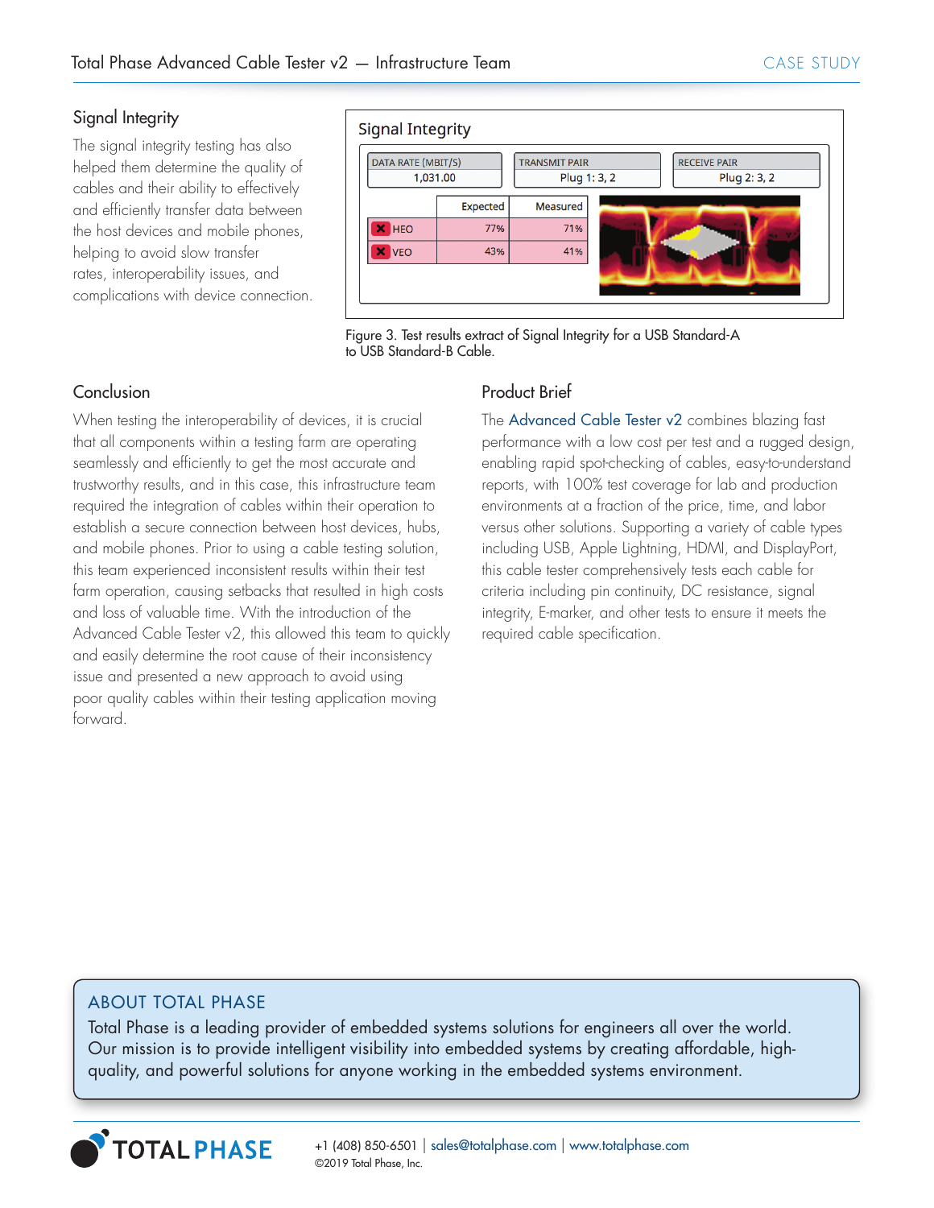## Signal Integrity

The signal integrity testing has also helped them determine the quality of cables and their ability to effectively and efficiently transfer data between the host devices and mobile phones, helping to avoid slow transfer rates, interoperability issues, and complications with device connection.

Signal Integrity

| DATA RATE (MBIT/S) | TRANSMIT PAIR | RECEIVE PAIR |
|---|---|---|
| 1,031.00 | Plug 1: 3, 2 | Plug 2: 3, 2 |

| | Expected | Measured |
|---|---|---|
| ✕ HEO | 77% | 71% |
| ✕ VEO | 43% | 41% |

Figure 3. Test results extract of Signal Integrity for a USB Standard-A to USB Standard-B Cable.

## Conclusion

When testing the interoperability of devices, it is crucial that all components within a testing farm are operating seamlessly and efficiently to get the most accurate and trustworthy results, and in this case, this infrastructure team required the integration of cables within their operation to establish a secure connection between host devices, hubs, and mobile phones. Prior to using a cable testing solution, this team experienced inconsistent results within their test farm operation, causing setbacks that resulted in high costs and loss of valuable time. With the introduction of the Advanced Cable Tester v2, this allowed this team to quickly and easily determine the root cause of their inconsistency issue and presented a new approach to avoid using poor quality cables within their testing application moving forward.

## Product Brief

The Advanced Cable Tester v2 combines blazing fast performance with a low cost per test and a rugged design, enabling rapid spot-checking of cables, easy-to-understand reports, with 100% test coverage for lab and production environments at a fraction of the price, time, and labor versus other solutions. Supporting a variety of cable types including USB, Apple Lightning, HDMI, and DisplayPort, this cable tester comprehensively tests each cable for criteria including pin continuity, DC resistance, signal integrity, E-marker, and other tests to ensure it meets the required cable specification.

## ABOUT TOTAL PHASE

Total Phase is a leading provider of embedded systems solutions for engineers all over the world. Our mission is to provide intelligent visibility into embedded systems by creating affordable, high-quality, and powerful solutions for anyone working in the embedded systems environment.

TOTAL PHASE

+1 (408) 850-6501 | sales@totalphase.com | www.totalphase.com

©2019 Total Phase, Inc.